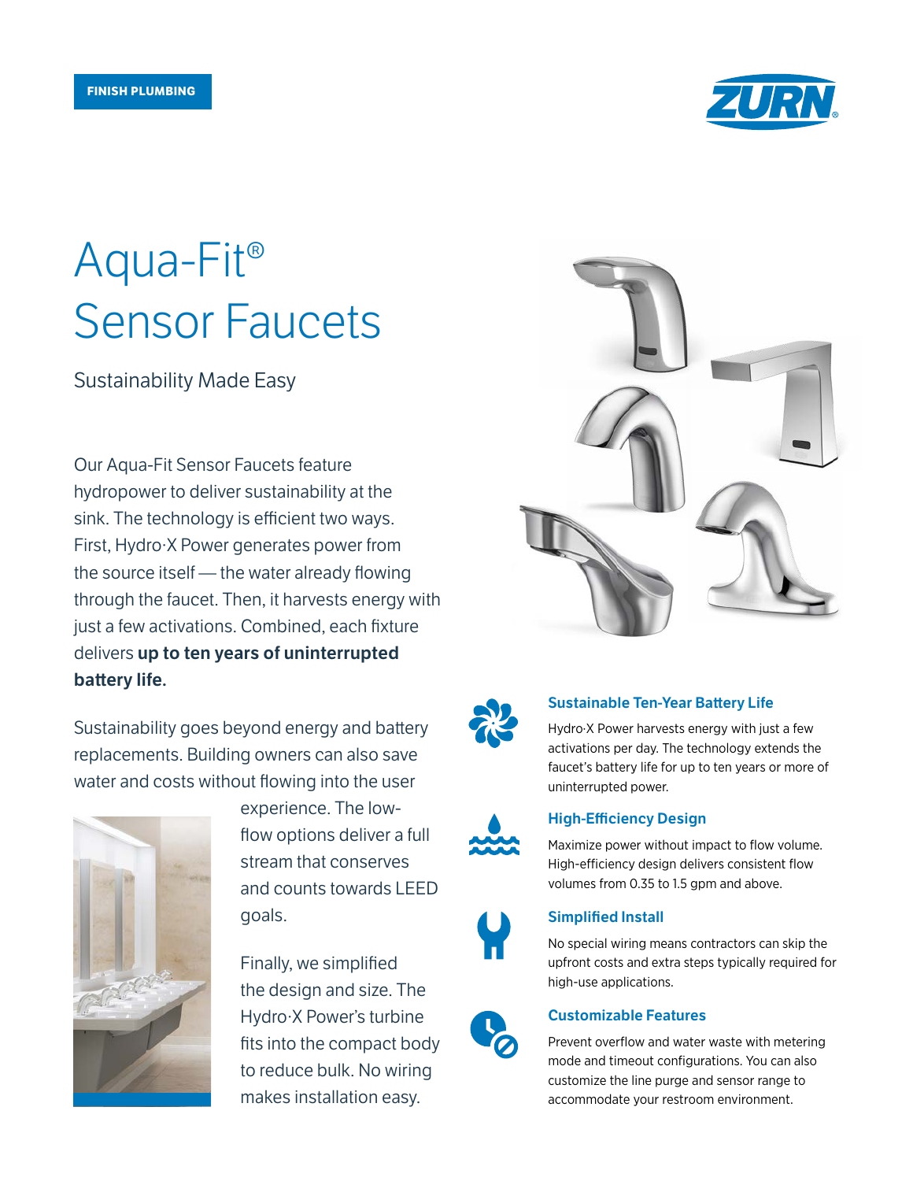FINISH PLUMBING

ZURN

# Aqua-Fit® Sensor Faucets

Sustainability Made Easy

Our Aqua-Fit Sensor Faucets feature hydropower to deliver sustainability at the sink. The technology is efficient two ways. First, Hydro·X Power generates power from the source itself — the water already flowing through the faucet. Then, it harvests energy with just a few activations. Combined, each fixture delivers **up to ten years of uninterrupted battery life.**

Sustainability goes beyond energy and battery replacements. Building owners can also save water and costs without flowing into the user experience. The low-flow options deliver a full stream that conserves and counts towards LEED goals.

Finally, we simplified the design and size. The Hydro·X Power's turbine fits into the compact body to reduce bulk. No wiring makes installation easy.

### Sustainable Ten-Year Battery Life

Hydro·X Power harvests energy with just a few activations per day. The technology extends the faucet's battery life for up to ten years or more of uninterrupted power.

### High-Efficiency Design

Maximize power without impact to flow volume. High-efficiency design delivers consistent flow volumes from 0.35 to 1.5 gpm and above.

### Simplified Install

No special wiring means contractors can skip the upfront costs and extra steps typically required for high-use applications.

### Customizable Features

Prevent overflow and water waste with metering mode and timeout configurations. You can also customize the line purge and sensor range to accommodate your restroom environment.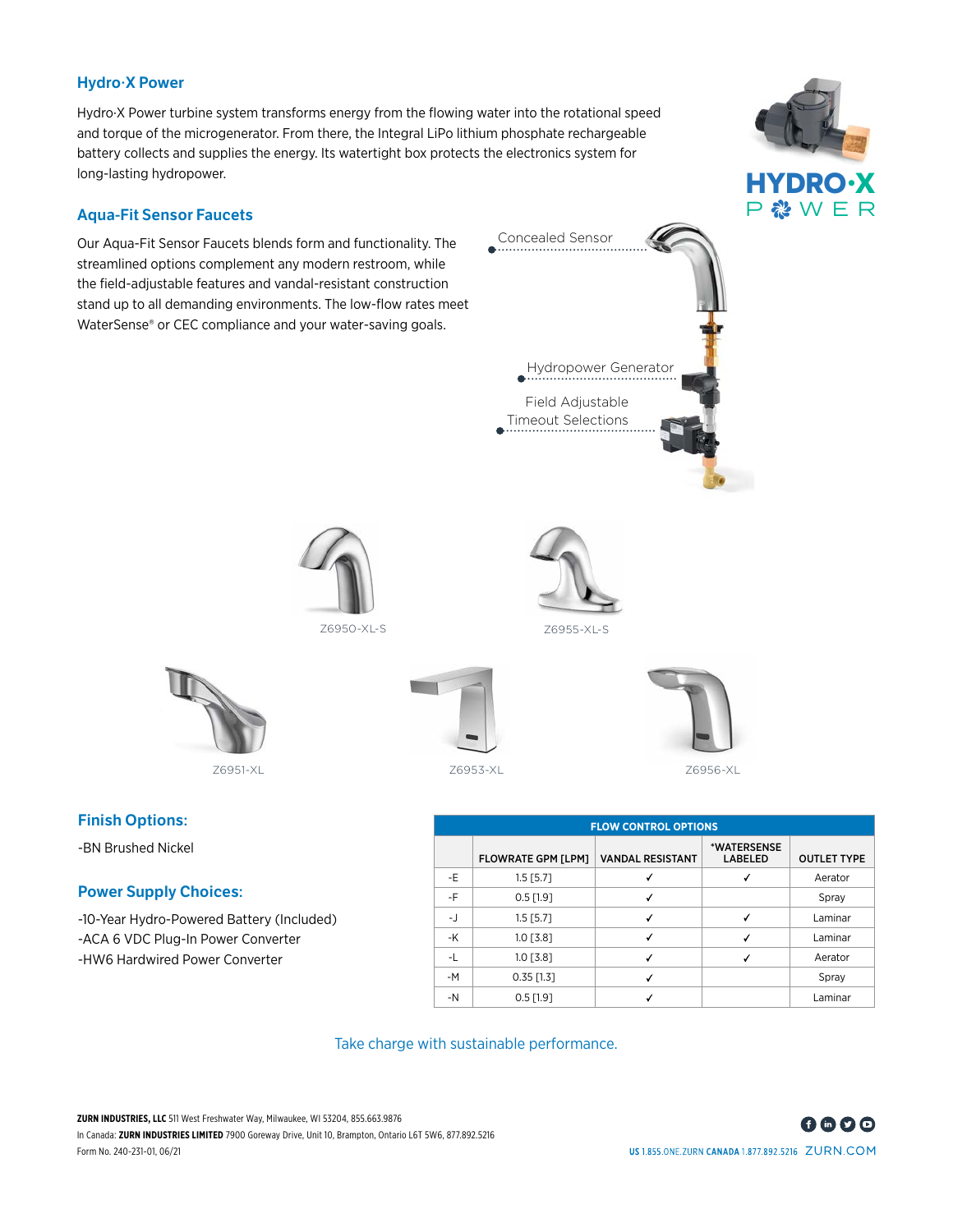## Hydro·X Power

Hydro·X Power turbine system transforms energy from the flowing water into the rotational speed and torque of the microgenerator. From there, the Integral LiPo lithium phosphate rechargeable battery collects and supplies the energy. Its watertight box protects the electronics system for long-lasting hydropower.

HYDRO·X POWER

## Aqua-Fit Sensor Faucets

Our Aqua-Fit Sensor Faucets blends form and functionality. The streamlined options complement any modern restroom, while the field-adjustable features and vandal-resistant construction stand up to all demanding environments. The low-flow rates meet WaterSense® or CEC compliance and your water-saving goals.

Concealed Sensor

Hydropower Generator

Field Adjustable Timeout Selections

Z6950-XL-S

Z6955-XL-S

Z6951-XL

Z6953-XL

Z6956-XL

## Finish Options:

-BN Brushed Nickel

## Power Supply Choices:

-10-Year Hydro-Powered Battery (Included)
-ACA 6 VDC Plug-In Power Converter
-HW6 Hardwired Power Converter

| FLOW CONTROL OPTIONS | | | | |
|---|---|---|---|---|
| | FLOWRATE GPM [LPM] | VANDAL RESISTANT | *WATERSENSE LABELED | OUTLET TYPE |
| -E | 1.5 [5.7] | ✓ | ✓ | Aerator |
| -F | 0.5 [1.9] | ✓ | | Spray |
| -J | 1.5 [5.7] | ✓ | ✓ | Laminar |
| -K | 1.0 [3.8] | ✓ | ✓ | Laminar |
| -L | 1.0 [3.8] | ✓ | ✓ | Aerator |
| -M | 0.35 [1.3] | ✓ | | Spray |
| -N | 0.5 [1.9] | ✓ | | Laminar |

Take charge with sustainable performance.

**ZURN INDUSTRIES, LLC** 511 West Freshwater Way, Milwaukee, WI 53204, 855.663.9876
In Canada: **ZURN INDUSTRIES LIMITED** 7900 Goreway Drive, Unit 10, Brampton, Ontario L6T 5W6, 877.892.5216
Form No. 240-231-01, 06/21

US 1.855.ONE.ZURN CANADA 1.877.892.5216 ZURN.COM